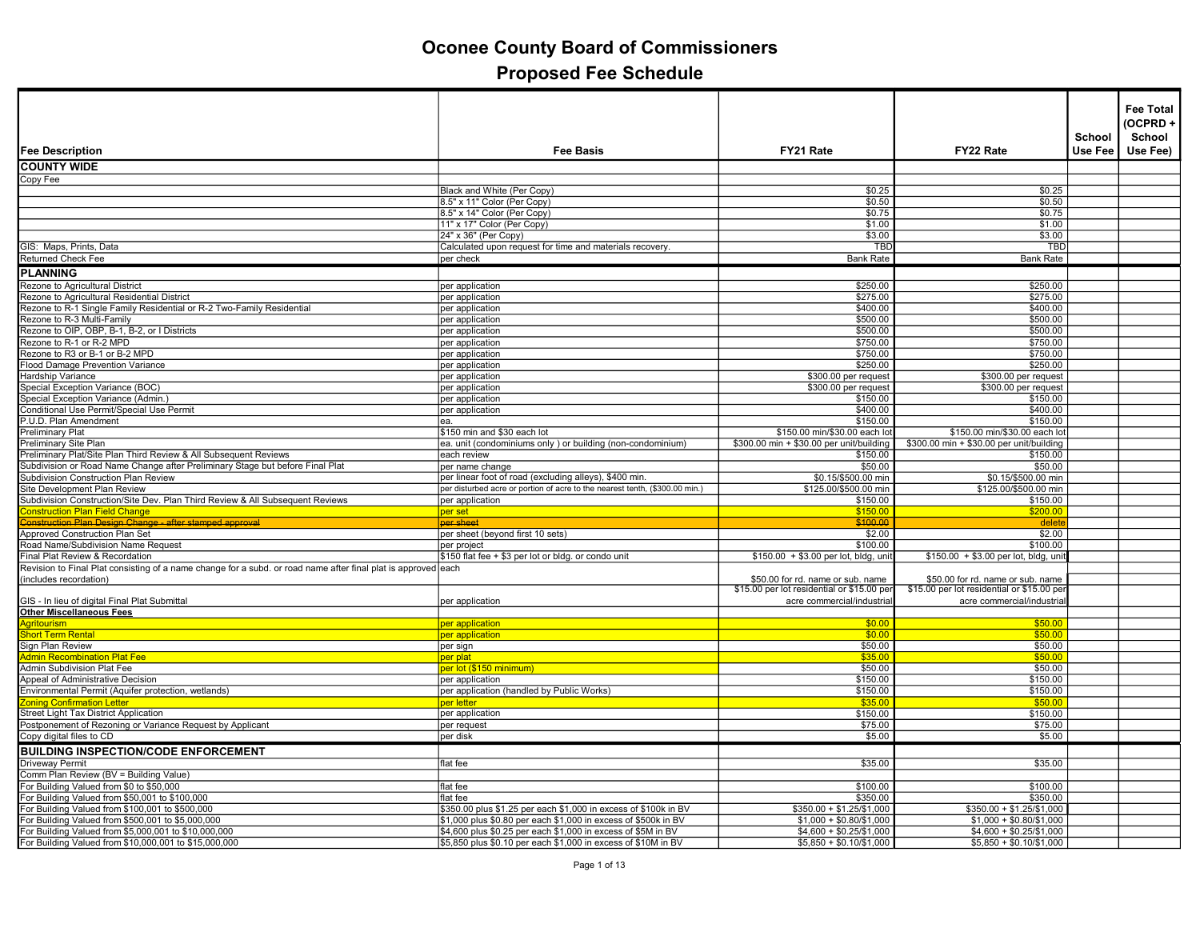# Oconee County Board of Commissioners

## Proposed Fee Schedule

| Fee Description | Fee Basis | FY21 Rate | FY22 Rate | School Use Fee | Fee Total (OCPRD + School Use Fee) |
|---|---|---|---|---|---|
| **COUNTY WIDE** | | | | | |
| Copy Fee | | | | | |
| | Black and White (Per Copy) | $0.25 | $0.25 | | |
| | 8.5" x 11" Color (Per Copy) | $0.50 | $0.50 | | |
| | 8.5" x 14" Color (Per Copy) | $0.75 | $0.75 | | |
| | 11" x 17" Color (Per Copy) | $1.00 | $1.00 | | |
| | 24" x 36" (Per Copy) | $3.00 | $3.00 | | |
| GIS: Maps, Prints, Data | Calculated upon request for time and materials recovery. | TBD | TBD | | |
| Returned Check Fee | per check | Bank Rate | Bank Rate | | |
| **PLANNING** | | | | | |
| Rezone to Agricultural District | per application | $250.00 | $250.00 | | |
| Rezone to Agricultural Residential District | per application | $275.00 | $275.00 | | |
| Rezone to R-1 Single Family Residential or R-2 Two-Family Residential | per application | $400.00 | $400.00 | | |
| Rezone to R-3 Multi-Family | per application | $500.00 | $500.00 | | |
| Rezone to OIP, OBP, B-1, B-2, or I Districts | per application | $500.00 | $500.00 | | |
| Rezone to R-1 or R-2 MPD | per application | $750.00 | $750.00 | | |
| Rezone to R3 or B-1 or B-2 MPD | per application | $750.00 | $750.00 | | |
| Flood Damage Prevention Variance | per application | $250.00 | $250.00 | | |
| Hardship Variance | per application | $300.00 per request | $300.00 per request | | |
| Special Exception Variance (BOC) | per application | $300.00 per request | $300.00 per request | | |
| Special Exception Variance (Admin.) | per application | $150.00 | $150.00 | | |
| Conditional Use Permit/Special Use Permit | per application | $400.00 | $400.00 | | |
| P.U.D. Plan Amendment | ea. | $150.00 | $150.00 | | |
| Preliminary Plat | $150 min and $30 each lot | $150.00 min/$30.00 each lot | $150.00 min/$30.00 each lot | | |
| Preliminary Site Plan | ea. unit (condominiums only ) or building (non-condominium) | $300.00 min + $30.00 per unit/building | $300.00 min + $30.00 per unit/building | | |
| Preliminary Plat/Site Plan Third Review & All Subsequent Reviews | each review | $150.00 | $150.00 | | |
| Subdivision or Road Name Change after Preliminary Stage but before Final Plat | per name change | $50.00 | $50.00 | | |
| Subdivision Construction Plan Review | per linear foot of road (excluding alleys), $400 min. | $0.15/$500.00 min | $0.15/$500.00 min | | |
| Site Development Plan Review | per disturbed acre or portion of acre to the nearest tenth, ($300.00 min.) | $125.00/$500.00 min | $125.00/$500.00 min | | |
| Subdivision Construction/Site Dev. Plan Third Review & All Subsequent Reviews | per application | $150.00 | $150.00 | | |
| Construction Plan Field Change | per set | $150.00 | $200.00 | | |
| ~~Construction Plan Design Change - after stamped approval~~ | ~~per sheet~~ | ~~$100.00~~ | delete | | |
| Approved Construction Plan Set | per sheet (beyond first 10 sets) | $2.00 | $2.00 | | |
| Road Name/Subdivision Name Request | per project | $100.00 | $100.00 | | |
| Final Plat Review & Recordation | $150 flat fee + $3 per lot or bldg. or condo unit | $150.00 + $3.00 per lot, bldg, unit | $150.00 + $3.00 per lot, bldg, unit | | |
| Revision to Final Plat consisting of a name change for a subd. or road name after final plat is approved (includes recordation) | each | $50.00 for rd. name or sub. name | $50.00 for rd. name or sub. name | | |
| GIS - In lieu of digital Final Plat Submittal | per application | $15.00 per lot residential or $15.00 per acre commercial/industrial | $15.00 per lot residential or $15.00 per acre commercial/industrial | | |
| **Other Miscellaneous Fees** | | | | | |
| Agritourism | per application | $0.00 | $50.00 | | |
| Short Term Rental | per application | $0.00 | $50.00 | | |
| Sign Plan Review | per sign | $50.00 | $50.00 | | |
| Admin Recombination Plat Fee | per plat | $35.00 | $50.00 | | |
| Admin Subdivision Plat Fee | per lot ($150 minimum) | $50.00 | $50.00 | | |
| Appeal of Administrative Decision | per application | $150.00 | $150.00 | | |
| Environmental Permit (Aquifer protection, wetlands) | per application (handled by Public Works) | $150.00 | $150.00 | | |
| Zoning Confirmation Letter | per letter | $35.00 | $50.00 | | |
| Street Light Tax District Application | per application | $150.00 | $150.00 | | |
| Postponement of Rezoning or Variance Request by Applicant | per request | $75.00 | $75.00 | | |
| Copy digital files to CD | per disk | $5.00 | $5.00 | | |
| **BUILDING INSPECTION/CODE ENFORCEMENT** | | | | | |
| Driveway Permit | flat fee | $35.00 | $35.00 | | |
| Comm Plan Review (BV = Building Value) | | | | | |
| For Building Valued from $0 to $50,000 | flat fee | $100.00 | $100.00 | | |
| For Building Valued from $50,001 to $100,000 | flat fee | $350.00 | $350.00 | | |
| For Building Valued from $100,001 to $500,000 | $350.00 plus $1.25 per each $1,000 in excess of $100k in BV | $350.00 + $1.25/$1,000 | $350.00 + $1.25/$1,000 | | |
| For Building Valued from $500,001 to $5,000,000 | $1,000 plus $0.80 per each $1,000 in excess of $500k in BV | $1,000 + $0.80/$1,000 | $1,000 + $0.80/$1,000 | | |
| For Building Valued from $5,000,001 to $10,000,000 | $4,600 plus $0.25 per each $1,000 in excess of $5M in BV | $4,600 + $0.25/$1,000 | $4,600 + $0.25/$1,000 | | |
| For Building Valued from $10,000,001 to $15,000,000 | $5,850 plus $0.10 per each $1,000 in excess of $10M in BV | $5,850 + $0.10/$1,000 | $5,850 + $0.10/$1,000 | | |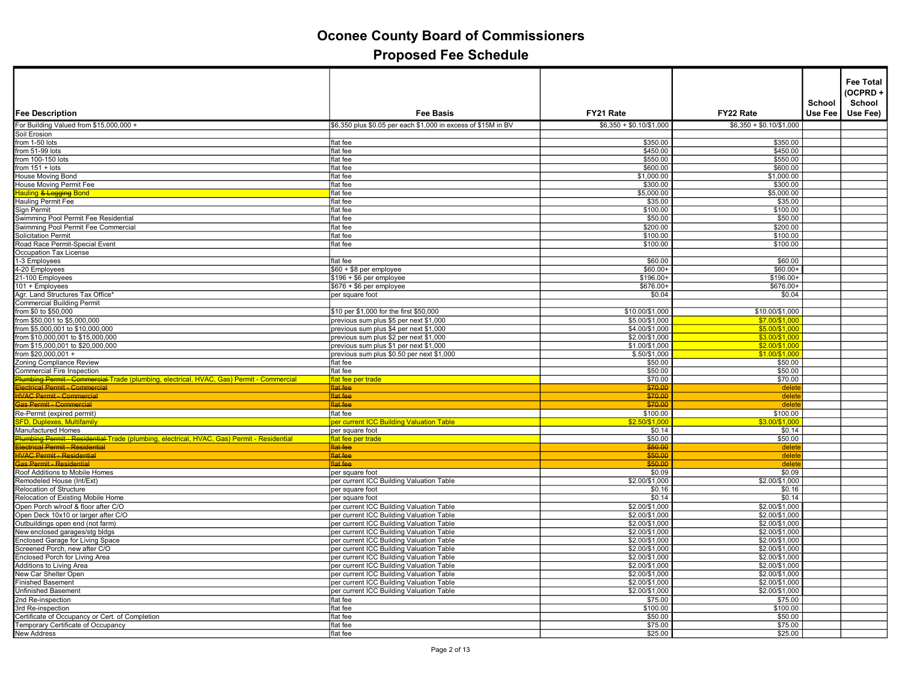# Oconee County Board of Commissioners

## Proposed Fee Schedule

| Fee Description | Fee Basis | FY21 Rate | FY22 Rate | School Use Fee | Fee Total (OCPRD + School Use Fee) |
|---|---|---|---|---|---|
| For Building Valued from $15,000,000 + | $6,350 plus $0.05 per each $1,000 in excess of $15M in BV | $6,350 + $0.10/$1,000 | $6,350 + $0.10/$1,000 | | |
| Soil Erosion | | | | | |
| from 1-50 lots | flat fee | $350.00 | $350.00 | | |
| from 51-99 lots | flat fee | $450.00 | $450.00 | | |
| from 100-150 lots | flat fee | $550.00 | $550.00 | | |
| from 151 + lots | flat fee | $600.00 | $600.00 | | |
| House Moving Bond | flat fee | $1,000.00 | $1,000.00 | | |
| House Moving Permit Fee | flat fee | $300.00 | $300.00 | | |
| Hauling ~~& Logging~~ Bond | flat fee | $5,000.00 | $5,000.00 | | |
| Hauling Permit Fee | flat fee | $35.00 | $35.00 | | |
| Sign Permit | flat fee | $100.00 | $100.00 | | |
| Swimming Pool Permit Fee Residential | flat fee | $50.00 | $50.00 | | |
| Swimming Pool Permit Fee Commercial | flat fee | $200.00 | $200.00 | | |
| Solicitation Permit | flat fee | $100.00 | $100.00 | | |
| Road Race Permit-Special Event | flat fee | $100.00 | $100.00 | | |
| Occupation Tax License | | | | | |
| 1-3 Employees | flat fee | $60.00 | $60.00 | | |
| 4-20 Employees | $60 + $8 per employee | $60.00+ | $60.00+ | | |
| 21-100 Employees | $196 + $6 per employee | $196.00+ | $196.00+ | | |
| 101 + Employees | $676 + $6 per employee | $676.00+ | $676.00+ | | |
| Agr. Land Structures Tax Office* | per square foot | $0.04 | $0.04 | | |
| Commercial Building Permit | | | | | |
| from $0 to $50,000 | $10 per $1,000 for the first $50,000 | $10.00/$1,000 | $10.00/$1,000 | | |
| from $50,001 to $5,000,000 | previous sum plus $5 per next $1,000 | $5.00/$1,000 | $7.00/$1,000 | | |
| from $5,000,001 to $10,000,000 | previous sum plus $4 per next $1,000 | $4.00/$1,000 | $5.00/$1,000 | | |
| from $10,000,001 to $15,000,000 | previous sum plus $2 per next $1,000 | $2.00/$1,000 | $3.00/$1,000 | | |
| from $15,000,001 to $20,000,000 | previous sum plus $1 per next $1,000 | $1.00/$1,000 | $2.00/$1,000 | | |
| from $20,000,001 + | previous sum plus $0.50 per next $1,000 | $.50/$1,000 | $1.00/$1,000 | | |
| Zoning Compliance Review | flat fee | $50.00 | $50.00 | | |
| Commercial Fire Inspection | flat fee | $50.00 | $50.00 | | |
| ~~Plumbing Permit - Commercial~~ Trade (plumbing, electrical, HVAC, Gas) Permit - Commercial | flat fee per trade | $70.00 | $70.00 | | |
| ~~Electrical Permit - Commercial~~ | ~~flat fee~~ | ~~$70.00~~ | delete | | |
| ~~HVAC Permit - Commercial~~ | ~~flat fee~~ | ~~$70.00~~ | delete | | |
| ~~Gas Permit - Commercial~~ | ~~flat fee~~ | ~~$70.00~~ | delete | | |
| Re-Permit (expired permit) | flat fee | $100.00 | $100.00 | | |
| SFD, Duplexes, Multifamily | per current ICC Building Valuation Table | $2.50/$1,000 | $3.00/$1,000 | | |
| Manufactured Homes | per square foot | $0.14 | $0.14 | | |
| ~~Plumbing Permit - Residential~~ Trade (plumbing, electrical, HVAC, Gas) Permit - Residential | flat fee per trade | $50.00 | $50.00 | | |
| ~~Electrical Permit - Residential~~ | ~~flat fee~~ | ~~$50.00~~ | delete | | |
| ~~HVAC Permit - Residential~~ | ~~flat fee~~ | ~~$50.00~~ | delete | | |
| ~~Gas Permit - Residential~~ | ~~flat fee~~ | ~~$50.00~~ | delete | | |
| Roof Additions to Mobile Homes | per square foot | $0.09 | $0.09 | | |
| Remodeled House (Int/Ext) | per current ICC Building Valuation Table | $2.00/$1,000 | $2.00/$1,000 | | |
| Relocation of Structure | per square foot | $0.16 | $0.16 | | |
| Relocation of Existing Mobile Home | per square foot | $0.14 | $0.14 | | |
| Open Porch w/roof & floor after C/O | per current ICC Building Valuation Table | $2.00/$1,000 | $2.00/$1,000 | | |
| Open Deck 10x10 or larger after C/O | per current ICC Building Valuation Table | $2.00/$1,000 | $2.00/$1,000 | | |
| Outbuildings open end (not farm) | per current ICC Building Valuation Table | $2.00/$1,000 | $2.00/$1,000 | | |
| New enclosed garages/stg bldgs | per current ICC Building Valuation Table | $2.00/$1,000 | $2.00/$1,000 | | |
| Enclosed Garage for Living Space | per current ICC Building Valuation Table | $2.00/$1,000 | $2.00/$1,000 | | |
| Screened Porch, new after C/O | per current ICC Building Valuation Table | $2.00/$1,000 | $2.00/$1,000 | | |
| Enclosed Porch for Living Area | per current ICC Building Valuation Table | $2.00/$1,000 | $2.00/$1,000 | | |
| Additions to Living Area | per current ICC Building Valuation Table | $2.00/$1,000 | $2.00/$1,000 | | |
| New Car Shelter Open | per current ICC Building Valuation Table | $2.00/$1,000 | $2.00/$1,000 | | |
| Finished Basement | per current ICC Building Valuation Table | $2.00/$1,000 | $2.00/$1,000 | | |
| Unfinished Basement | per current ICC Building Valuation Table | $2.00/$1,000 | $2.00/$1,000 | | |
| 2nd Re-inspection | flat fee | $75.00 | $75.00 | | |
| 3rd Re-inspection | flat fee | $100.00 | $100.00 | | |
| Certificate of Occupancy or Cert. of Completion | flat fee | $50.00 | $50.00 | | |
| Temporary Certificate of Occupancy | flat fee | $75.00 | $75.00 | | |
| New Address | flat fee | $25.00 | $25.00 | | |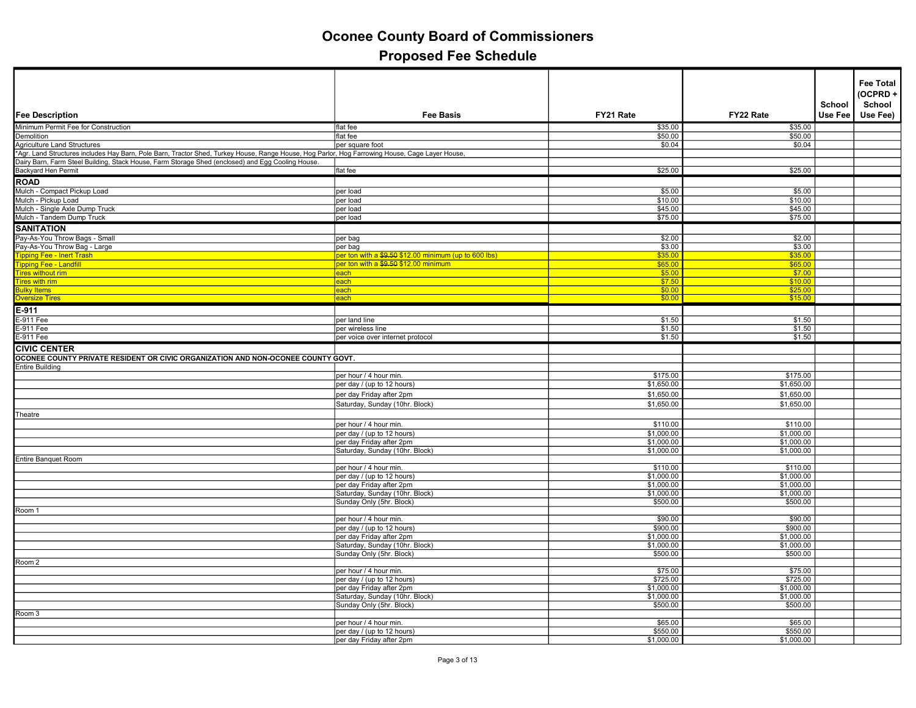# Oconee County Board of Commissioners

## Proposed Fee Schedule

| Fee Description | Fee Basis | FY21 Rate | FY22 Rate | School Use Fee | Fee Total (OCPRD + School Use Fee) |
|---|---|---|---|---|---|
| Minimum Permit Fee for Construction | flat fee | $35.00 | $35.00 | | |
| Demolition | flat fee | $50.00 | $50.00 | | |
| Agriculture Land Structures | per square foot | $0.04 | $0.04 | | |
| *Agr. Land Structures includes Hay Barn, Pole Barn, Tractor Shed, Turkey House, Range House, Hog Parlor, Hog Farrowing House, Cage Layer House, | | | | | |
| Dairy Barn, Farm Steel Building, Stack House, Farm Storage Shed (enclosed) and Egg Cooling House. | | | | | |
| Backyard Hen Permit | flat fee | $25.00 | $25.00 | | |
| **ROAD** | | | | | |
| Mulch - Compact Pickup Load | per load | $5.00 | $5.00 | | |
| Mulch - Pickup Load | per load | $10.00 | $10.00 | | |
| Mulch - Single Axle Dump Truck | per load | $45.00 | $45.00 | | |
| Mulch - Tandem Dump Truck | per load | $75.00 | $75.00 | | |
| **SANITATION** | | | | | |
| Pay-As-You Throw Bags - Small | per bag | $2.00 | $2.00 | | |
| Pay-As-You Throw Bag - Large | per bag | $3.00 | $3.00 | | |
| Tipping Fee - Inert Trash | per ton with a ~~$9.50~~ $12.00 minimum (up to 600 lbs) | $35.00 | $35.00 | | |
| Tipping Fee - Landfill | per ton with a ~~$9.50~~ $12.00 minimum | $65.00 | $65.00 | | |
| Tires without rim | each | $5.00 | $7.00 | | |
| Tires with rim | each | $7.50 | $10.00 | | |
| Bulky Items | each | $0.00 | $25.00 | | |
| Oversize Tires | each | $0.00 | $15.00 | | |
| **E-911** | | | | | |
| E-911 Fee | per land line | $1.50 | $1.50 | | |
| E-911 Fee | per wireless line | $1.50 | $1.50 | | |
| E-911 Fee | per voice over internet protocol | $1.50 | $1.50 | | |
| **CIVIC CENTER** | | | | | |
| **OCONEE COUNTY PRIVATE RESIDENT OR CIVIC ORGANIZATION AND NON-OCONEE COUNTY GOVT.** | | | | | |
| Entire Building | | | | | |
| | per hour / 4 hour min. | $175.00 | $175.00 | | |
| | per day / (up to 12 hours) | $1,650.00 | $1,650.00 | | |
| | per day Friday after 2pm | $1,650.00 | $1,650.00 | | |
| | Saturday, Sunday (10hr. Block) | $1,650.00 | $1,650.00 | | |
| Theatre | | | | | |
| | per hour / 4 hour min. | $110.00 | $110.00 | | |
| | per day / (up to 12 hours) | $1,000.00 | $1,000.00 | | |
| | per day Friday after 2pm | $1,000.00 | $1,000.00 | | |
| | Saturday, Sunday (10hr. Block) | $1,000.00 | $1,000.00 | | |
| Entire Banquet Room | | | | | |
| | per hour / 4 hour min. | $110.00 | $110.00 | | |
| | per day / (up to 12 hours) | $1,000.00 | $1,000.00 | | |
| | per day Friday after 2pm | $1,000.00 | $1,000.00 | | |
| | Saturday, Sunday (10hr. Block) | $1,000.00 | $1,000.00 | | |
| | Sunday Only (5hr. Block) | $500.00 | $500.00 | | |
| Room 1 | | | | | |
| | per hour / 4 hour min. | $90.00 | $90.00 | | |
| | per day / (up to 12 hours) | $900.00 | $900.00 | | |
| | per day Friday after 2pm | $1,000.00 | $1,000.00 | | |
| | Saturday, Sunday (10hr. Block) | $1,000.00 | $1,000.00 | | |
| | Sunday Only (5hr. Block) | $500.00 | $500.00 | | |
| Room 2 | | | | | |
| | per hour / 4 hour min. | $75.00 | $75.00 | | |
| | per day / (up to 12 hours) | $725.00 | $725.00 | | |
| | per day Friday after 2pm | $1,000.00 | $1,000.00 | | |
| | Saturday, Sunday (10hr. Block) | $1,000.00 | $1,000.00 | | |
| | Sunday Only (5hr. Block) | $500.00 | $500.00 | | |
| Room 3 | | | | | |
| | per hour / 4 hour min. | $65.00 | $65.00 | | |
| | per day / (up to 12 hours) | $550.00 | $550.00 | | |
| | per day Friday after 2pm | $1,000.00 | $1,000.00 | | |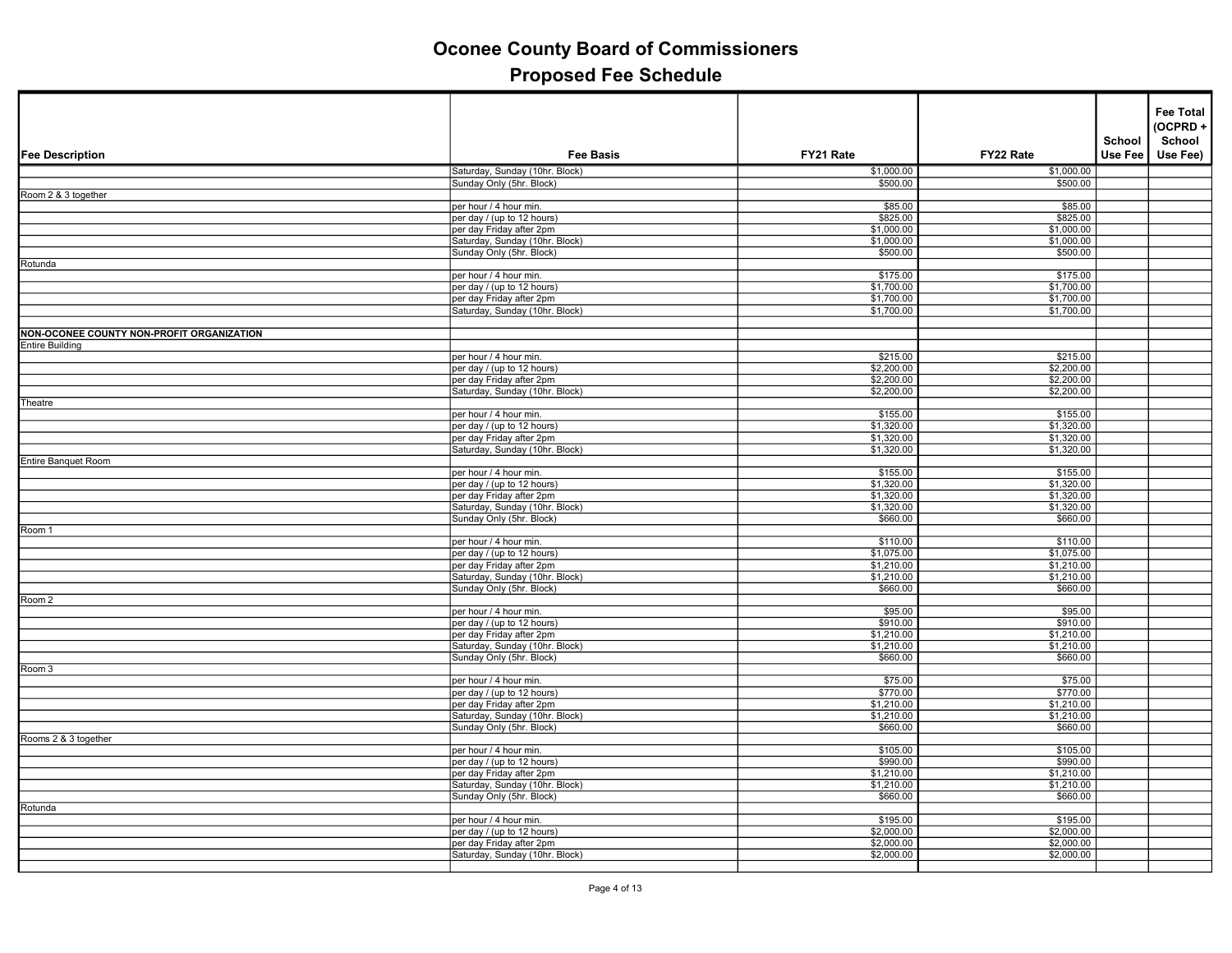# Oconee County Board of Commissioners

## Proposed Fee Schedule

| Fee Description | Fee Basis | FY21 Rate | FY22 Rate | School Use Fee | Fee Total (OCPRD + School Use Fee) |
|---|---|---|---|---|---|
| | Saturday, Sunday (10hr. Block) | $1,000.00 | $1,000.00 | | |
| | Sunday Only (5hr. Block) | $500.00 | $500.00 | | |
| Room 2 & 3 together | | | | | |
| | per hour / 4 hour min. | $85.00 | $85.00 | | |
| | per day / (up to 12 hours) | $825.00 | $825.00 | | |
| | per day Friday after 2pm | $1,000.00 | $1,000.00 | | |
| | Saturday, Sunday (10hr. Block) | $1,000.00 | $1,000.00 | | |
| | Sunday Only (5hr. Block) | $500.00 | $500.00 | | |
| Rotunda | | | | | |
| | per hour / 4 hour min. | $175.00 | $175.00 | | |
| | per day / (up to 12 hours) | $1,700.00 | $1,700.00 | | |
| | per day Friday after 2pm | $1,700.00 | $1,700.00 | | |
| | Saturday, Sunday (10hr. Block) | $1,700.00 | $1,700.00 | | |
| | | | | | |
| **NON-OCONEE COUNTY NON-PROFIT ORGANIZATION** | | | | | |
| Entire Building | | | | | |
| | per hour / 4 hour min. | $215.00 | $215.00 | | |
| | per day / (up to 12 hours) | $2,200.00 | $2,200.00 | | |
| | per day Friday after 2pm | $2,200.00 | $2,200.00 | | |
| | Saturday, Sunday (10hr. Block) | $2,200.00 | $2,200.00 | | |
| Theatre | | | | | |
| | per hour / 4 hour min. | $155.00 | $155.00 | | |
| | per day / (up to 12 hours) | $1,320.00 | $1,320.00 | | |
| | per day Friday after 2pm | $1,320.00 | $1,320.00 | | |
| | Saturday, Sunday (10hr. Block) | $1,320.00 | $1,320.00 | | |
| Entire Banquet Room | | | | | |
| | per hour / 4 hour min. | $155.00 | $155.00 | | |
| | per day / (up to 12 hours) | $1,320.00 | $1,320.00 | | |
| | per day Friday after 2pm | $1,320.00 | $1,320.00 | | |
| | Saturday, Sunday (10hr. Block) | $1,320.00 | $1,320.00 | | |
| | Sunday Only (5hr. Block) | $660.00 | $660.00 | | |
| Room 1 | | | | | |
| | per hour / 4 hour min. | $110.00 | $110.00 | | |
| | per day / (up to 12 hours) | $1,075.00 | $1,075.00 | | |
| | per day Friday after 2pm | $1,210.00 | $1,210.00 | | |
| | Saturday, Sunday (10hr. Block) | $1,210.00 | $1,210.00 | | |
| | Sunday Only (5hr. Block) | $660.00 | $660.00 | | |
| Room 2 | | | | | |
| | per hour / 4 hour min. | $95.00 | $95.00 | | |
| | per day / (up to 12 hours) | $910.00 | $910.00 | | |
| | per day Friday after 2pm | $1,210.00 | $1,210.00 | | |
| | Saturday, Sunday (10hr. Block) | $1,210.00 | $1,210.00 | | |
| | Sunday Only (5hr. Block) | $660.00 | $660.00 | | |
| Room 3 | | | | | |
| | per hour / 4 hour min. | $75.00 | $75.00 | | |
| | per day / (up to 12 hours) | $770.00 | $770.00 | | |
| | per day Friday after 2pm | $1,210.00 | $1,210.00 | | |
| | Saturday, Sunday (10hr. Block) | $1,210.00 | $1,210.00 | | |
| | Sunday Only (5hr. Block) | $660.00 | $660.00 | | |
| Rooms 2 & 3 together | | | | | |
| | per hour / 4 hour min. | $105.00 | $105.00 | | |
| | per day / (up to 12 hours) | $990.00 | $990.00 | | |
| | per day Friday after 2pm | $1,210.00 | $1,210.00 | | |
| | Saturday, Sunday (10hr. Block) | $1,210.00 | $1,210.00 | | |
| | Sunday Only (5hr. Block) | $660.00 | $660.00 | | |
| Rotunda | | | | | |
| | per hour / 4 hour min. | $195.00 | $195.00 | | |
| | per day / (up to 12 hours) | $2,000.00 | $2,000.00 | | |
| | per day Friday after 2pm | $2,000.00 | $2,000.00 | | |
| | Saturday, Sunday (10hr. Block) | $2,000.00 | $2,000.00 | | |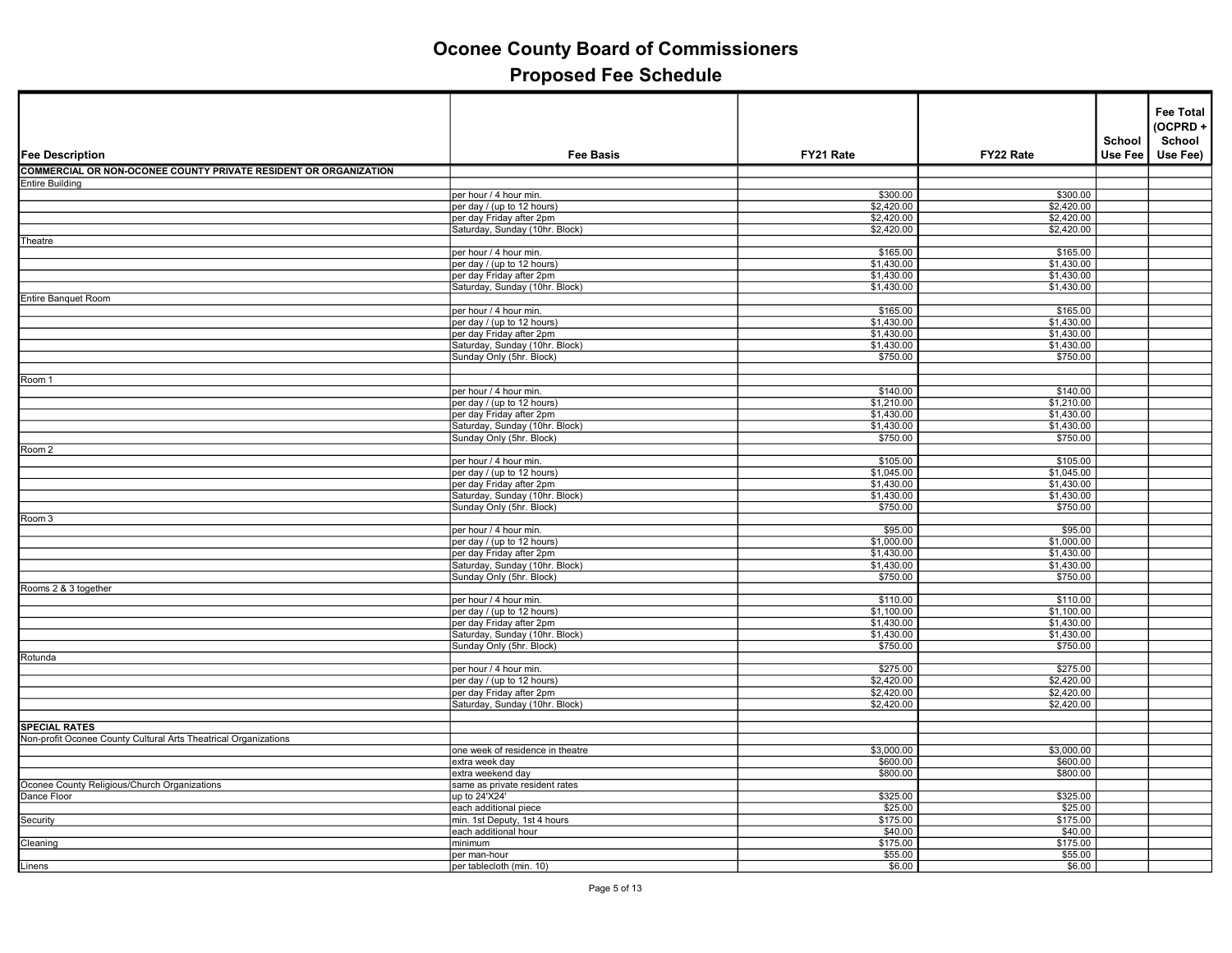# Oconee County Board of Commissioners

## Proposed Fee Schedule

| Fee Description | Fee Basis | FY21 Rate | FY22 Rate | School Use Fee | Fee Total (OCPRD + School Use Fee) |
|---|---|---|---|---|---|
| **COMMERCIAL OR NON-OCONEE COUNTY PRIVATE RESIDENT OR ORGANIZATION** | | | | | |
| Entire Building | | | | | |
| | per hour / 4 hour min. | $300.00 | $300.00 | | |
| | per day / (up to 12 hours) | $2,420.00 | $2,420.00 | | |
| | per day Friday after 2pm | $2,420.00 | $2,420.00 | | |
| | Saturday, Sunday (10hr. Block) | $2,420.00 | $2,420.00 | | |
| Theatre | | | | | |
| | per hour / 4 hour min. | $165.00 | $165.00 | | |
| | per day / (up to 12 hours) | $1,430.00 | $1,430.00 | | |
| | per day Friday after 2pm | $1,430.00 | $1,430.00 | | |
| | Saturday, Sunday (10hr. Block) | $1,430.00 | $1,430.00 | | |
| Entire Banquet Room | | | | | |
| | per hour / 4 hour min. | $165.00 | $165.00 | | |
| | per day / (up to 12 hours) | $1,430.00 | $1,430.00 | | |
| | per day Friday after 2pm | $1,430.00 | $1,430.00 | | |
| | Saturday, Sunday (10hr. Block) | $1,430.00 | $1,430.00 | | |
| | Sunday Only (5hr. Block) | $750.00 | $750.00 | | |
| | | | | | |
| Room 1 | | | | | |
| | per hour / 4 hour min. | $140.00 | $140.00 | | |
| | per day / (up to 12 hours) | $1,210.00 | $1,210.00 | | |
| | per day Friday after 2pm | $1,430.00 | $1,430.00 | | |
| | Saturday, Sunday (10hr. Block) | $1,430.00 | $1,430.00 | | |
| | Sunday Only (5hr. Block) | $750.00 | $750.00 | | |
| Room 2 | | | | | |
| | per hour / 4 hour min. | $105.00 | $105.00 | | |
| | per day / (up to 12 hours) | $1,045.00 | $1,045.00 | | |
| | per day Friday after 2pm | $1,430.00 | $1,430.00 | | |
| | Saturday, Sunday (10hr. Block) | $1,430.00 | $1,430.00 | | |
| | Sunday Only (5hr. Block) | $750.00 | $750.00 | | |
| Room 3 | | | | | |
| | per hour / 4 hour min. | $95.00 | $95.00 | | |
| | per day / (up to 12 hours) | $1,000.00 | $1,000.00 | | |
| | per day Friday after 2pm | $1,430.00 | $1,430.00 | | |
| | Saturday, Sunday (10hr. Block) | $1,430.00 | $1,430.00 | | |
| | Sunday Only (5hr. Block) | $750.00 | $750.00 | | |
| Rooms 2 & 3 together | | | | | |
| | per hour / 4 hour min. | $110.00 | $110.00 | | |
| | per day / (up to 12 hours) | $1,100.00 | $1,100.00 | | |
| | per day Friday after 2pm | $1,430.00 | $1,430.00 | | |
| | Saturday, Sunday (10hr. Block) | $1,430.00 | $1,430.00 | | |
| | Sunday Only (5hr. Block) | $750.00 | $750.00 | | |
| Rotunda | | | | | |
| | per hour / 4 hour min. | $275.00 | $275.00 | | |
| | per day / (up to 12 hours) | $2,420.00 | $2,420.00 | | |
| | per day Friday after 2pm | $2,420.00 | $2,420.00 | | |
| | Saturday, Sunday (10hr. Block) | $2,420.00 | $2,420.00 | | |
| | | | | | |
| **SPECIAL RATES** | | | | | |
| Non-profit Oconee County Cultural Arts Theatrical Organizations | | | | | |
| | one week of residence in theatre | $3,000.00 | $3,000.00 | | |
| | extra week day | $600.00 | $600.00 | | |
| | extra weekend day | $800.00 | $800.00 | | |
| Oconee County Religious/Church Organizations | same as private resident rates | | | | |
| Dance Floor | up to 24'X24' | $325.00 | $325.00 | | |
| | each additional piece | $25.00 | $25.00 | | |
| Security | min. 1st Deputy, 1st 4 hours | $175.00 | $175.00 | | |
| | each additional hour | $40.00 | $40.00 | | |
| Cleaning | minimum | $175.00 | $175.00 | | |
| | per man-hour | $55.00 | $55.00 | | |
| Linens | per tablecloth (min. 10) | $6.00 | $6.00 | | |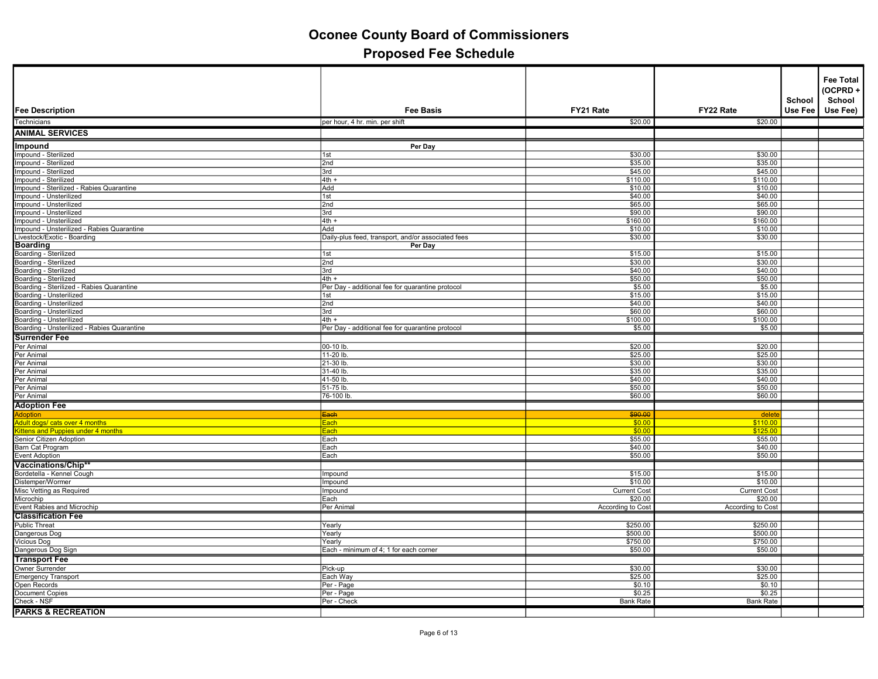# Oconee County Board of Commissioners

## Proposed Fee Schedule

| Fee Description | Fee Basis | FY21 Rate | FY22 Rate | School Use Fee | Fee Total (OCPRD + School Use Fee) |
|---|---|---|---|---|---|
| Technicians | per hour, 4 hr. min. per shift | $20.00 | $20.00 | | |
| **ANIMAL SERVICES** | | | | | |
| **Impound** | **Per Day** | | | | |
| Impound - Sterilized | 1st | $30.00 | $30.00 | | |
| Impound - Sterilized | 2nd | $35.00 | $35.00 | | |
| Impound - Sterilized | 3rd | $45.00 | $45.00 | | |
| Impound - Sterilized | 4th + | $110.00 | $110.00 | | |
| Impound - Sterilized - Rabies Quarantine | Add | $10.00 | $10.00 | | |
| Impound - Unsterilized | 1st | $40.00 | $40.00 | | |
| Impound - Unsterilized | 2nd | $65.00 | $65.00 | | |
| Impound - Unsterilized | 3rd | $90.00 | $90.00 | | |
| Impound - Unsterilized | 4th + | $160.00 | $160.00 | | |
| Impound - Unsterilized - Rabies Quarantine | Add | $10.00 | $10.00 | | |
| Livestock/Exotic - Boarding | Daily-plus feed, transport, and/or associated fees | $30.00 | $30.00 | | |
| **Boarding** | **Per Day** | | | | |
| Boarding - Sterilized | 1st | $15.00 | $15.00 | | |
| Boarding - Sterilized | 2nd | $30.00 | $30.00 | | |
| Boarding - Sterilized | 3rd | $40.00 | $40.00 | | |
| Boarding - Sterilized | 4th + | $50.00 | $50.00 | | |
| Boarding - Sterilized - Rabies Quarantine | Per Day - additional fee for quarantine protocol | $5.00 | $5.00 | | |
| Boarding - Unsterilized | 1st | $15.00 | $15.00 | | |
| Boarding - Unsterilized | 2nd | $40.00 | $40.00 | | |
| Boarding - Unsterilized | 3rd | $60.00 | $60.00 | | |
| Boarding - Unsterilized | 4th + | $100.00 | $100.00 | | |
| Boarding - Unsterilized - Rabies Quarantine | Per Day - additional fee for quarantine protocol | $5.00 | $5.00 | | |
| **Surrender Fee** | | | | | |
| Per Animal | 00-10 lb. | $20.00 | $20.00 | | |
| Per Animal | 11-20 lb. | $25.00 | $25.00 | | |
| Per Animal | 21-30 lb. | $30.00 | $30.00 | | |
| Per Animal | 31-40 lb. | $35.00 | $35.00 | | |
| Per Animal | 41-50 lb. | $40.00 | $40.00 | | |
| Per Animal | 51-75 lb. | $50.00 | $50.00 | | |
| Per Animal | 76-100 lb. | $60.00 | $60.00 | | |
| **Adoption Fee** | | | | | |
| Adoption | ~~Each~~ | ~~$90.00~~ | delete | | |
| Adult dogs/ cats over 4 months | Each | $0.00 | $110.00 | | |
| Kittens and Puppies under 4 months | Each | $0.00 | $125.00 | | |
| Senior Citizen Adoption | Each | $55.00 | $55.00 | | |
| Barn Cat Program | Each | $40.00 | $40.00 | | |
| Event Adoption | Each | $50.00 | $50.00 | | |
| **Vaccinations/Chip\*\*** | | | | | |
| Bordetella - Kennel Cough | Impound | $15.00 | $15.00 | | |
| Distemper/Wormer | Impound | $10.00 | $10.00 | | |
| Misc Vetting as Required | Impound | Current Cost | Current Cost | | |
| Microchip | Each | $20.00 | $20.00 | | |
| Event Rabies and Microchip | Per Animal | According to Cost | According to Cost | | |
| **Classification Fee** | | | | | |
| Public Threat | Yearly | $250.00 | $250.00 | | |
| Dangerous Dog | Yearly | $500.00 | $500.00 | | |
| Vicious Dog | Yearly | $750.00 | $750.00 | | |
| Dangerous Dog Sign | Each - minimum of 4; 1 for each corner | $50.00 | $50.00 | | |
| **Transport Fee** | | | | | |
| Owner Surrender | Pick-up | $30.00 | $30.00 | | |
| Emergency Transport | Each Way | $25.00 | $25.00 | | |
| Open Records | Per - Page | $0.10 | $0.10 | | |
| Document Copies | Per - Page | $0.25 | $0.25 | | |
| Check - NSF | Per - Check | Bank Rate | Bank Rate | | |
| **PARKS & RECREATION** | | | | | |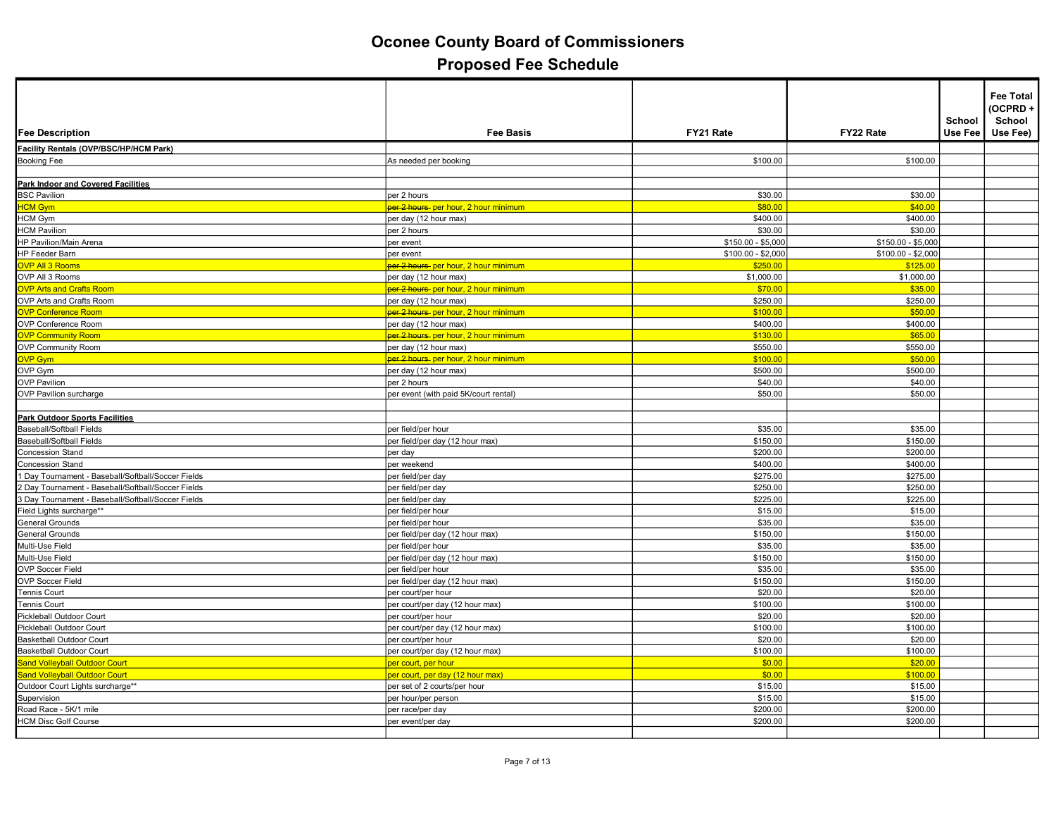# Oconee County Board of Commissioners

## Proposed Fee Schedule

| Fee Description | Fee Basis | FY21 Rate | FY22 Rate | School Use Fee | Fee Total (OCPRD + School Use Fee) |
|---|---|---|---|---|---|
| **Facility Rentals (OVP/BSC/HP/HCM Park)** | | | | | |
| Booking Fee | As needed per booking | $100.00 | $100.00 | | |
| | | | | | |
| **Park Indoor and Covered Facilities** | | | | | |
| BSC Pavilion | per 2 hours | $30.00 | $30.00 | | |
| HCM Gym | ~~per 2 hours~~ per hour, 2 hour minimum | $80.00 | $40.00 | | |
| HCM Gym | per day (12 hour max) | $400.00 | $400.00 | | |
| HCM Pavilion | per 2 hours | $30.00 | $30.00 | | |
| HP Pavilion/Main Arena | per event | $150.00 - $5,000 | $150.00 - $5,000 | | |
| HP Feeder Barn | per event | $100.00 - $2,000 | $100.00 - $2,000 | | |
| OVP All 3 Rooms | ~~per 2 hours~~ per hour, 2 hour minimum | $250.00 | $125.00 | | |
| OVP All 3 Rooms | per day (12 hour max) | $1,000.00 | $1,000.00 | | |
| OVP Arts and Crafts Room | ~~per 2 hours~~ per hour, 2 hour minimum | $70.00 | $35.00 | | |
| OVP Arts and Crafts Room | per day (12 hour max) | $250.00 | $250.00 | | |
| OVP Conference Room | ~~per 2 hours~~ per hour, 2 hour minimum | $100.00 | $50.00 | | |
| OVP Conference Room | per day (12 hour max) | $400.00 | $400.00 | | |
| OVP Community Room | ~~per 2 hours~~ per hour, 2 hour minimum | $130.00 | $65.00 | | |
| OVP Community Room | per day (12 hour max) | $550.00 | $550.00 | | |
| OVP Gym | ~~per 2 hours~~ per hour, 2 hour minimum | $100.00 | $50.00 | | |
| OVP Gym | per day (12 hour max) | $500.00 | $500.00 | | |
| OVP Pavilion | per 2 hours | $40.00 | $40.00 | | |
| OVP Pavilion surcharge | per event (with paid 5K/court rental) | $50.00 | $50.00 | | |
| | | | | | |
| **Park Outdoor Sports Facilities** | | | | | |
| Baseball/Softball Fields | per field/per hour | $35.00 | $35.00 | | |
| Baseball/Softball Fields | per field/per day (12 hour max) | $150.00 | $150.00 | | |
| Concession Stand | per day | $200.00 | $200.00 | | |
| Concession Stand | per weekend | $400.00 | $400.00 | | |
| 1 Day Tournament - Baseball/Softball/Soccer Fields | per field/per day | $275.00 | $275.00 | | |
| 2 Day Tournament - Baseball/Softball/Soccer Fields | per field/per day | $250.00 | $250.00 | | |
| 3 Day Tournament - Baseball/Softball/Soccer Fields | per field/per day | $225.00 | $225.00 | | |
| Field Lights surcharge** | per field/per hour | $15.00 | $15.00 | | |
| General Grounds | per field/per hour | $35.00 | $35.00 | | |
| General Grounds | per field/per day (12 hour max) | $150.00 | $150.00 | | |
| Multi-Use Field | per field/per hour | $35.00 | $35.00 | | |
| Multi-Use Field | per field/per day (12 hour max) | $150.00 | $150.00 | | |
| OVP Soccer Field | per field/per hour | $35.00 | $35.00 | | |
| OVP Soccer Field | per field/per day (12 hour max) | $150.00 | $150.00 | | |
| Tennis Court | per court/per hour | $20.00 | $20.00 | | |
| Tennis Court | per court/per day (12 hour max) | $100.00 | $100.00 | | |
| Pickleball Outdoor Court | per court/per hour | $20.00 | $20.00 | | |
| Pickleball Outdoor Court | per court/per day (12 hour max) | $100.00 | $100.00 | | |
| Basketball Outdoor Court | per court/per hour | $20.00 | $20.00 | | |
| Basketball Outdoor Court | per court/per day (12 hour max) | $100.00 | $100.00 | | |
| Sand Volleyball Outdoor Court | per court, per hour | $0.00 | $20.00 | | |
| Sand Volleyball Outdoor Court | per court, per day (12 hour max) | $0.00 | $100.00 | | |
| Outdoor Court Lights surcharge** | per set of 2 courts/per hour | $15.00 | $15.00 | | |
| Supervision | per hour/per person | $15.00 | $15.00 | | |
| Road Race - 5K/1 mile | per race/per day | $200.00 | $200.00 | | |
| HCM Disc Golf Course | per event/per day | $200.00 | $200.00 | | |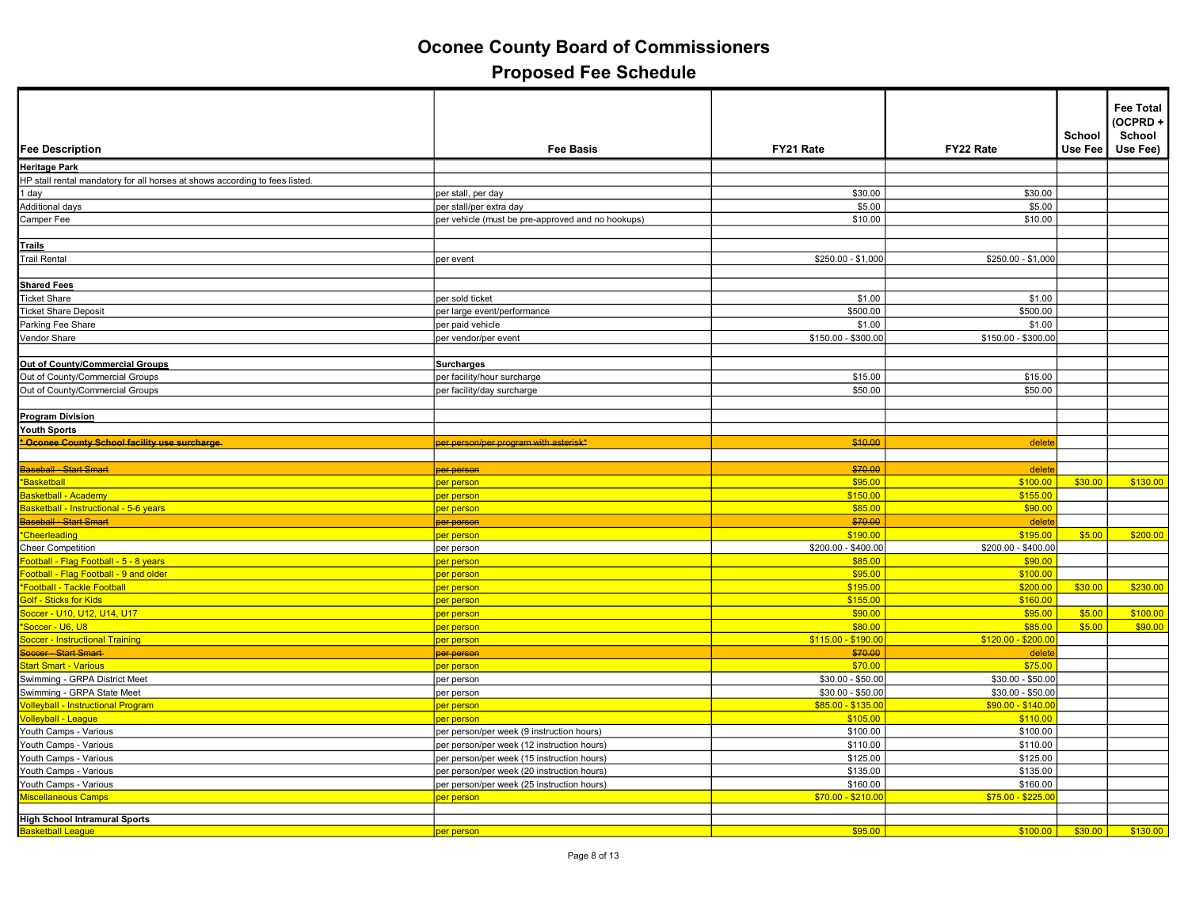# Oconee County Board of Commissioners

## Proposed Fee Schedule

| Fee Description | Fee Basis | FY21 Rate | FY22 Rate | School Use Fee | Fee Total (OCPRD + School Use Fee) |
|---|---|---|---|---|---|
| **Heritage Park** | | | | | |
| HP stall rental mandatory for all horses at shows according to fees listed. | | | | | |
| 1 day | per stall, per day | $30.00 | $30.00 | | |
| Additional days | per stall/per extra day | $5.00 | $5.00 | | |
| Camper Fee | per vehicle (must be pre-approved and no hookups) | $10.00 | $10.00 | | |
| | | | | | |
| **Trails** | | | | | |
| Trail Rental | per event | $250.00 - $1,000 | $250.00 - $1,000 | | |
| | | | | | |
| **Shared Fees** | | | | | |
| Ticket Share | per sold ticket | $1.00 | $1.00 | | |
| Ticket Share Deposit | per large event/performance | $500.00 | $500.00 | | |
| Parking Fee Share | per paid vehicle | $1.00 | $1.00 | | |
| Vendor Share | per vendor/per event | $150.00 - $300.00 | $150.00 - $300.00 | | |
| | | | | | |
| **Out of County/Commercial Groups** | **Surcharges** | | | | |
| Out of County/Commercial Groups | per facility/hour surcharge | $15.00 | $15.00 | | |
| Out of County/Commercial Groups | per facility/day surcharge | $50.00 | $50.00 | | |
| | | | | | |
| **Program Division** | | | | | |
| **Youth Sports** | | | | | |
| ~~* Oconee County School facility use surcharge~~ | ~~per person/per program with asterisk*~~ | ~~$10.00~~ | delete | | |
| | | | | | |
| ~~Baseball - Start Smart~~ | ~~per person~~ | ~~$70.00~~ | delete | | |
| *Basketball | per person | $95.00 | $100.00 | $30.00 | $130.00 |
| Basketball - Academy | per person | $150.00 | $155.00 | | |
| Basketball - Instructional - 5-6 years | per person | $85.00 | $90.00 | | |
| ~~Baseball - Start Smart~~ | ~~per person~~ | ~~$70.00~~ | delete | | |
| *Cheerleading | per person | $190.00 | $195.00 | $5.00 | $200.00 |
| Cheer Competition | per person | $200.00 - $400.00 | $200.00 - $400.00 | | |
| Football - Flag Football - 5 - 8 years | per person | $85.00 | $90.00 | | |
| Football - Flag Football - 9 and older | per person | $95.00 | $100.00 | | |
| *Football - Tackle Football | per person | $195.00 | $200.00 | $30.00 | $230.00 |
| Golf - Sticks for Kids | per person | $155.00 | $160.00 | | |
| Soccer - U10, U12, U14, U17 | per person | $90.00 | $95.00 | $5.00 | $100.00 |
| *Soccer - U6, U8 | per person | $80.00 | $85.00 | $5.00 | $90.00 |
| Soccer - Instructional Training | per person | $115.00 - $190.00 | $120.00 - $200.00 | | |
| ~~Soccer - Start Smart~~ | ~~per person~~ | ~~$70.00~~ | delete | | |
| Start Smart - Various | per person | $70.00 | $75.00 | | |
| Swimming - GRPA District Meet | per person | $30.00 - $50.00 | $30.00 - $50.00 | | |
| Swimming - GRPA State Meet | per person | $30.00 - $50.00 | $30.00 - $50.00 | | |
| Volleyball - Instructional Program | per person | $85.00 - $135.00 | $90.00 - $140.00 | | |
| Volleyball - League | per person | $105.00 | $110.00 | | |
| Youth Camps - Various | per person/per week (9 instruction hours) | $100.00 | $100.00 | | |
| Youth Camps - Various | per person/per week (12 instruction hours) | $110.00 | $110.00 | | |
| Youth Camps - Various | per person/per week (15 instruction hours) | $125.00 | $125.00 | | |
| Youth Camps - Various | per person/per week (20 instruction hours) | $135.00 | $135.00 | | |
| Youth Camps - Various | per person/per week (25 instruction hours) | $160.00 | $160.00 | | |
| Miscellaneous Camps | per person | $70.00 - $210.00 | $75.00 - $225.00 | | |
| | | | | | |
| **High School Intramural Sports** | | | | | |
| Basketball League | per person | $95.00 | $100.00 | $30.00 | $130.00 |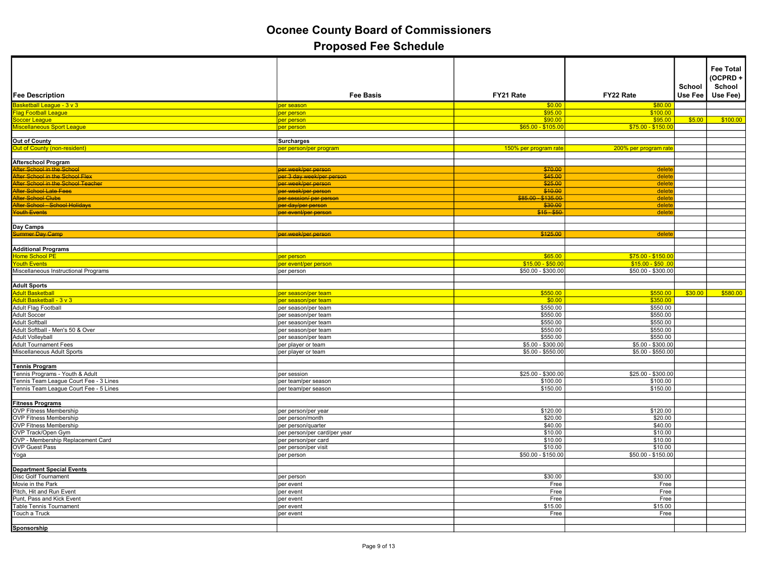# Oconee County Board of Commissioners

## Proposed Fee Schedule

| Fee Description | Fee Basis | FY21 Rate | FY22 Rate | School Use Fee | Fee Total (OCPRD + School Use Fee) |
|---|---|---|---|---|---|
| Basketball League - 3 v 3 | per season | $0.00 | $80.00 | | |
| Flag Football League | per person | $95.00 | $100.00 | | |
| Soccer League | per person | $90.00 | $95.00 | $5.00 | $100.00 |
| Miscellaneous Sport League | per person | $65.00 - $105.00 | $75.00 - $150.00 | | |
| | | | | | |
| **Out of County** | **Surcharges** | | | | |
| Out of County (non-resident) | per person/per program | 150% per program rate | 200% per program rate | | |
| | | | | | |
| **Afterschool Program** | | | | | |
| ~~After School in the School~~ | ~~per week/per person~~ | ~~$70.00~~ | delete | | |
| ~~After School in the School Flex~~ | ~~per 3 day week/per person~~ | ~~$45.00~~ | delete | | |
| ~~After School in the School Teacher~~ | ~~per week/per person~~ | ~~$25.00~~ | delete | | |
| ~~After School Late Fees~~ | ~~per week/per person~~ | ~~$10.00~~ | delete | | |
| ~~After School Clubs~~ | ~~per session/ per person~~ | ~~$85.00 - $135.00~~ | delete | | |
| ~~After School - School Holidays~~ | ~~per day/per person~~ | ~~$30.00~~ | delete | | |
| ~~Youth Events~~ | ~~per event/per person~~ | ~~$15 - $50~~ | delete | | |
| | | | | | |
| **Day Camps** | | | | | |
| ~~Summer Day Camp~~ | ~~per week/per person~~ | ~~$125.00~~ | delete | | |
| | | | | | |
| **Additional Programs** | | | | | |
| Home School PE | per person | $65.00 | $75.00 - $150.00 | | |
| Youth Events | per event/per person | $15.00 - $50.00 | $15.00 - $50 .00 | | |
| Miscellaneous Instructional Programs | per person | $50.00 - $300.00 | $50.00 - $300.00 | | |
| | | | | | |
| **Adult Sports** | | | | | |
| Adult Basketball | per season/per team | $550.00 | $550.00 | $30.00 | $580.00 |
| Adult Basketball - 3 v 3 | per season/per team | $0.00 | $350.00 | | |
| Adult Flag Football | per season/per team | $550.00 | $550.00 | | |
| Adult Soccer | per season/per team | $550.00 | $550.00 | | |
| Adult Softball | per season/per team | $550.00 | $550.00 | | |
| Adult Softball - Men's 50 & Over | per season/per team | $550.00 | $550.00 | | |
| Adult Volleyball | per season/per team | $550.00 | $550.00 | | |
| Adult Tournament Fees | per player or team | $5.00 - $300.00 | $5.00 - $300.00 | | |
| Miscellaneous Adult Sports | per player or team | $5.00 - $550.00 | $5.00 - $550.00 | | |
| | | | | | |
| **Tennis Program** | | | | | |
| Tennis Programs - Youth & Adult | per session | $25.00 - $300.00 | $25.00 - $300.00 | | |
| Tennis Team League Court Fee - 3 Lines | per team/per season | $100.00 | $100.00 | | |
| Tennis Team League Court Fee - 5 Lines | per team/per season | $150.00 | $150.00 | | |
| | | | | | |
| **Fitness Programs** | | | | | |
| OVP Fitness Membership | per person/per year | $120.00 | $120.00 | | |
| OVP Fitness Membership | per person/month | $20.00 | $20.00 | | |
| OVP Fitness Membership | per person/quarter | $40.00 | $40.00 | | |
| OVP Track/Open Gym | per person/per card/per year | $10.00 | $10.00 | | |
| OVP - Membership Replacement Card | per person/per card | $10.00 | $10.00 | | |
| OVP Guest Pass | per person/per visit | $10.00 | $10.00 | | |
| Yoga | per person | $50.00 - $150.00 | $50.00 - $150.00 | | |
| | | | | | |
| **Department Special Events** | | | | | |
| Disc Golf Tournament | per person | $30.00 | $30.00 | | |
| Movie in the Park | per event | Free | Free | | |
| Pitch, Hit and Run Event | per event | Free | Free | | |
| Punt, Pass and Kick Event | per event | Free | Free | | |
| Table Tennis Tournament | per event | $15.00 | $15.00 | | |
| Touch a Truck | per event | Free | Free | | |
| | | | | | |
| **Sponsorship** | | | | | |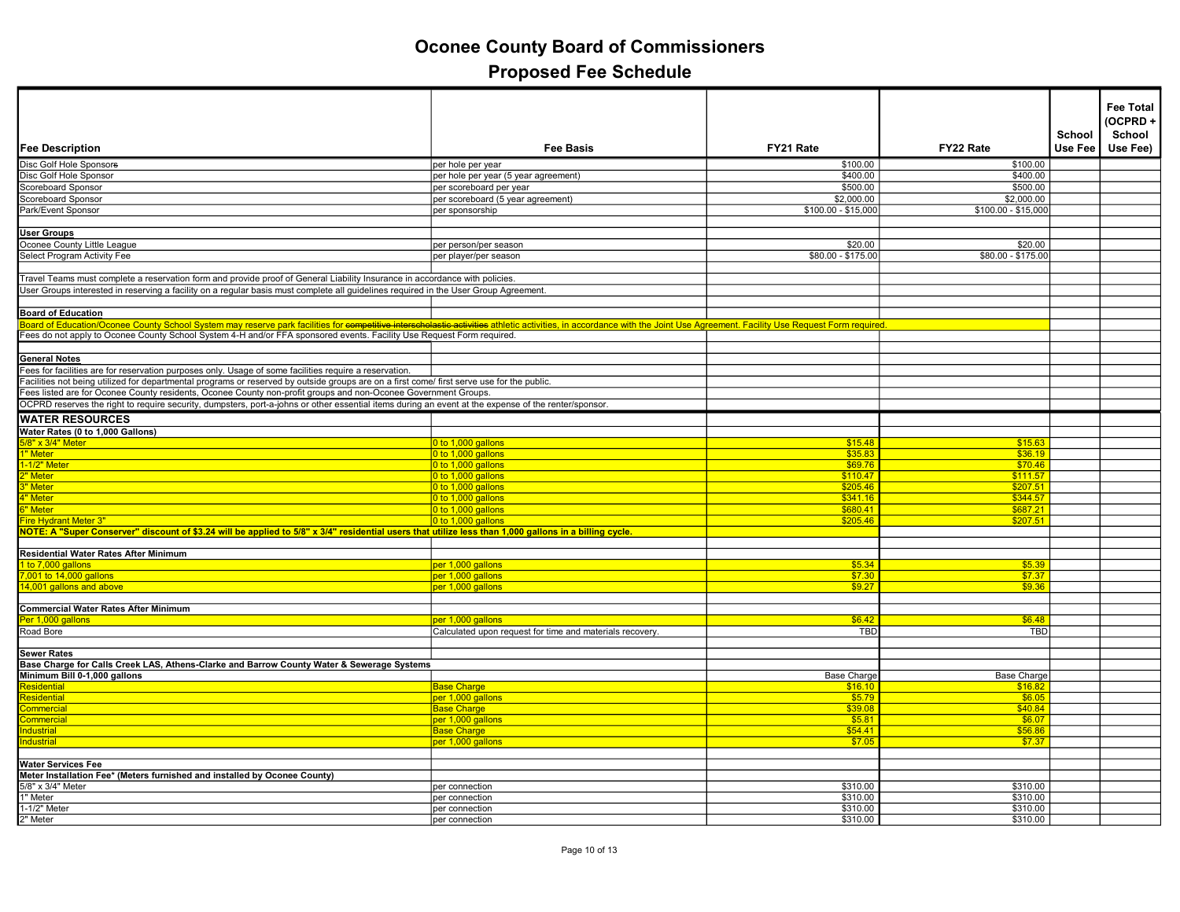# Oconee County Board of Commissioners
## Proposed Fee Schedule

| Fee Description | Fee Basis | FY21 Rate | FY22 Rate | School Use Fee | Fee Total (OCPRD + School Use Fee) |
|---|---|---|---|---|---|
| Disc Golf Hole Sponsor~~s~~ | per hole per year | $100.00 | $100.00 | | |
| Disc Golf Hole Sponsor | per hole per year (5 year agreement) | $400.00 | $400.00 | | |
| Scoreboard Sponsor | per scoreboard per year | $500.00 | $500.00 | | |
| Scoreboard Sponsor | per scoreboard (5 year agreement) | $2,000.00 | $2,000.00 | | |
| Park/Event Sponsor | per sponsorship | $100.00 - $15,000 | $100.00 - $15,000 | | |
| | | | | | |
| **User Groups** | | | | | |
| Oconee County Little League | per person/per season | $20.00 | $20.00 | | |
| Select Program Activity Fee | per player/per season | $80.00 - $175.00 | $80.00 - $175.00 | | |
| | | | | | |
| Travel Teams must complete a reservation form and provide proof of General Liability Insurance in accordance with policies. | | | | | |
| User Groups interested in reserving a facility on a regular basis must complete all guidelines required in the User Group Agreement. | | | | | |
| | | | | | |
| **Board of Education** | | | | | |
| Board of Education/Oconee County School System may reserve park facilities for ~~competitive interscholastic activities~~ athletic activities, in accordance with the Joint Use Agreement. Facility Use Request Form required. | | | | | |
| Fees do not apply to Oconee County School System 4-H and/or FFA sponsored events. Facility Use Request Form required. | | | | | |
| | | | | | |
| **General Notes** | | | | | |
| Fees for facilities are for reservation purposes only. Usage of some facilities require a reservation. | | | | | |
| Facilities not being utilized for departmental programs or reserved by outside groups are on a first come/ first serve use for the public. | | | | | |
| Fees listed are for Oconee County residents, Oconee County non-profit groups and non-Oconee Government Groups. | | | | | |
| OCPRD reserves the right to require security, dumpsters, port-a-johns or other essential items during an event at the expense of the renter/sponsor. | | | | | |
| **WATER RESOURCES** | | | | | |
| **Water Rates (0 to 1,000 Gallons)** | | | | | |
| 5/8" x 3/4" Meter | 0 to 1,000 gallons | $15.48 | $15.63 | | |
| 1" Meter | 0 to 1,000 gallons | $35.83 | $36.19 | | |
| 1-1/2" Meter | 0 to 1,000 gallons | $69.76 | $70.46 | | |
| 2" Meter | 0 to 1,000 gallons | $110.47 | $111.57 | | |
| 3" Meter | 0 to 1,000 gallons | $205.46 | $207.51 | | |
| 4" Meter | 0 to 1,000 gallons | $341.16 | $344.57 | | |
| 6" Meter | 0 to 1,000 gallons | $680.41 | $687.21 | | |
| Fire Hydrant Meter 3" | 0 to 1,000 gallons | $205.46 | $207.51 | | |
| **NOTE: A "Super Conserver" discount of $3.24 will be applied to 5/8" x 3/4" residential users that utilize less than 1,000 gallons in a billing cycle.** | | | | | |
| | | | | | |
| **Residential Water Rates After Minimum** | | | | | |
| 1 to 7,000 gallons | per 1,000 gallons | $5.34 | $5.39 | | |
| 7,001 to 14,000 gallons | per 1,000 gallons | $7.30 | $7.37 | | |
| 14,001 gallons and above | per 1,000 gallons | $9.27 | $9.36 | | |
| | | | | | |
| **Commercial Water Rates After Minimum** | | | | | |
| Per 1,000 gallons | per 1,000 gallons | $6.42 | $6.48 | | |
| Road Bore | Calculated upon request for time and materials recovery. | TBD | TBD | | |
| | | | | | |
| **Sewer Rates** | | | | | |
| **Base Charge for Calls Creek LAS, Athens-Clarke and Barrow County Water & Sewerage Systems** | | | | | |
| **Minimum Bill 0-1,000 gallons** | | Base Charge | Base Charge | | |
| Residential | Base Charge | $16.10 | $16.82 | | |
| Residential | per 1,000 gallons | $5.79 | $6.05 | | |
| Commercial | Base Charge | $39.08 | $40.84 | | |
| Commercial | per 1,000 gallons | $5.81 | $6.07 | | |
| Industrial | Base Charge | $54.41 | $56.86 | | |
| Industrial | per 1,000 gallons | $7.05 | $7.37 | | |
| | | | | | |
| **Water Services Fee** | | | | | |
| **Meter Installation Fee* (Meters furnished and installed by Oconee County)** | | | | | |
| 5/8" x 3/4" Meter | per connection | $310.00 | $310.00 | | |
| 1" Meter | per connection | $310.00 | $310.00 | | |
| 1-1/2" Meter | per connection | $310.00 | $310.00 | | |
| 2" Meter | per connection | $310.00 | $310.00 | | |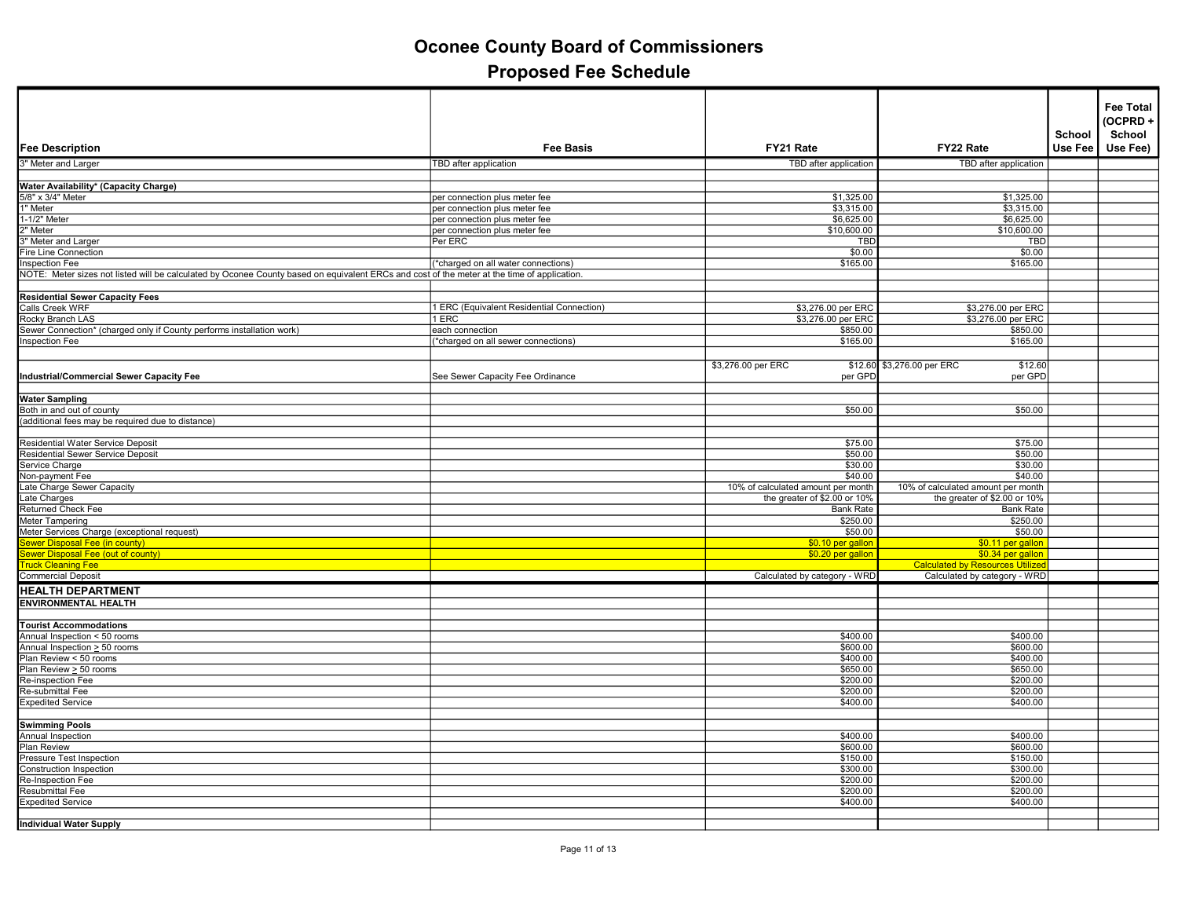# Oconee County Board of Commissioners

## Proposed Fee Schedule

| Fee Description | Fee Basis | FY21 Rate | FY22 Rate | School Use Fee | Fee Total (OCPRD + School Use Fee) |
|---|---|---|---|---|---|
| 3" Meter and Larger | TBD after application | TBD after application | TBD after application | | |
| | | | | | |
| **Water Availability* (Capacity Charge)** | | | | | |
| 5/8" x 3/4" Meter | per connection plus meter fee | $1,325.00 | $1,325.00 | | |
| 1" Meter | per connection plus meter fee | $3,315.00 | $3,315.00 | | |
| 1-1/2" Meter | per connection plus meter fee | $6,625.00 | $6,625.00 | | |
| 2" Meter | per connection plus meter fee | $10,600.00 | $10,600.00 | | |
| 3" Meter and Larger | Per ERC | TBD | TBD | | |
| Fire Line Connection | | $0.00 | $0.00 | | |
| Inspection Fee | (*charged on all water connections) | $165.00 | $165.00 | | |
| NOTE: Meter sizes not listed will be calculated by Oconee County based on equivalent ERCs and cost of the meter at the time of application. | | | | | |
| | | | | | |
| **Residential Sewer Capacity Fees** | | | | | |
| Calls Creek WRF | 1 ERC (Equivalent Residential Connection) | $3,276.00 per ERC | $3,276.00 per ERC | | |
| Rocky Branch LAS | 1 ERC | $3,276.00 per ERC | $3,276.00 per ERC | | |
| Sewer Connection* (charged only if County performs installation work) | each connection | $850.00 | $850.00 | | |
| Inspection Fee | (*charged on all sewer connections) | $165.00 | $165.00 | | |
| | | | | | |
| **Industrial/Commercial Sewer Capacity Fee** | See Sewer Capacity Fee Ordinance | $3,276.00 per ERC $12.60 per GPD | $3,276.00 per ERC $12.60 per GPD | | |
| | | | | | |
| **Water Sampling** | | | | | |
| Both in and out of county | | $50.00 | $50.00 | | |
| (additional fees may be required due to distance) | | | | | |
| | | | | | |
| Residential Water Service Deposit | | $75.00 | $75.00 | | |
| Residential Sewer Service Deposit | | $50.00 | $50.00 | | |
| Service Charge | | $30.00 | $30.00 | | |
| Non-payment Fee | | $40.00 | $40.00 | | |
| Late Charge Sewer Capacity | | 10% of calculated amount per month | 10% of calculated amount per month | | |
| Late Charges | | the greater of $2.00 or 10% | the greater of $2.00 or 10% | | |
| Returned Check Fee | | Bank Rate | Bank Rate | | |
| Meter Tampering | | $250.00 | $250.00 | | |
| Meter Services Charge (exceptional request) | | $50.00 | $50.00 | | |
| Sewer Disposal Fee (in county) | | $0.10 per gallon | $0.11 per gallon | | |
| Sewer Disposal Fee (out of county) | | $0.20 per gallon | $0.34 per gallon | | |
| Truck Cleaning Fee | | | Calculated by Resources Utilized | | |
| Commercial Deposit | | Calculated by category - WRD | Calculated by category - WRD | | |
| **HEALTH DEPARTMENT** | | | | | |
| **ENVIRONMENTAL HEALTH** | | | | | |
| | | | | | |
| **Tourist Accommodations** | | | | | |
| Annual Inspection < 50 rooms | | $400.00 | $400.00 | | |
| Annual Inspection ≥ 50 rooms | | $600.00 | $600.00 | | |
| Plan Review < 50 rooms | | $400.00 | $400.00 | | |
| Plan Review ≥ 50 rooms | | $650.00 | $650.00 | | |
| Re-inspection Fee | | $200.00 | $200.00 | | |
| Re-submittal Fee | | $200.00 | $200.00 | | |
| Expedited Service | | $400.00 | $400.00 | | |
| | | | | | |
| **Swimming Pools** | | | | | |
| Annual Inspection | | $400.00 | $400.00 | | |
| Plan Review | | $600.00 | $600.00 | | |
| Pressure Test Inspection | | $150.00 | $150.00 | | |
| Construction Inspection | | $300.00 | $300.00 | | |
| Re-Inspection Fee | | $200.00 | $200.00 | | |
| Resubmittal Fee | | $200.00 | $200.00 | | |
| Expedited Service | | $400.00 | $400.00 | | |
| | | | | | |
| **Individual Water Supply** | | | | | |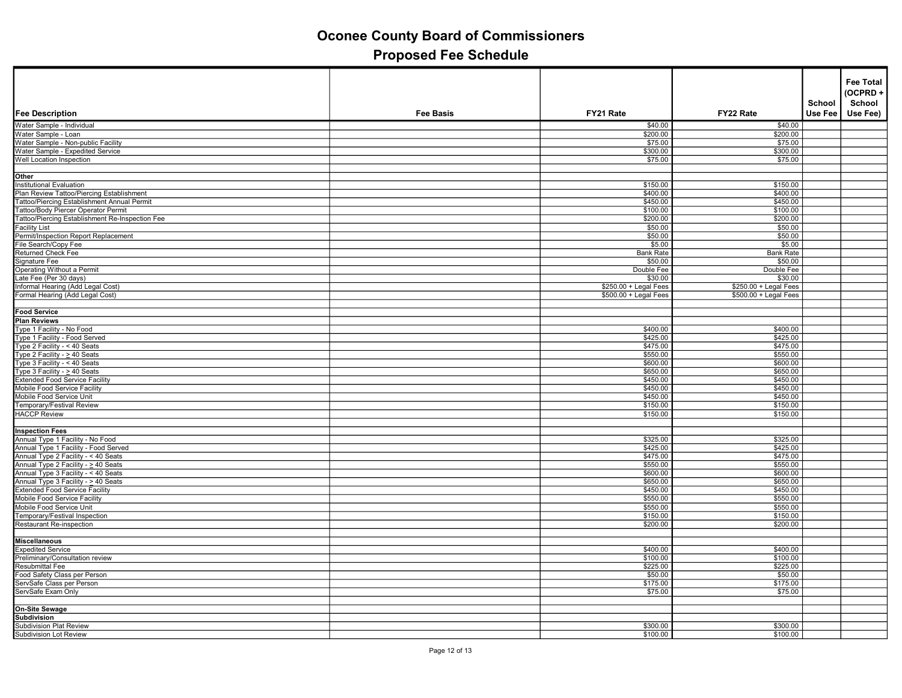# Oconee County Board of Commissioners

## Proposed Fee Schedule

| Fee Description | Fee Basis | FY21 Rate | FY22 Rate | School Use Fee | Fee Total (OCPRD + School Use Fee) |
|---|---|---|---|---|---|
| Water Sample - Individual | | $40.00 | $40.00 | | |
| Water Sample - Loan | | $200.00 | $200.00 | | |
| Water Sample - Non-public Facility | | $75.00 | $75.00 | | |
| Water Sample - Expedited Service | | $300.00 | $300.00 | | |
| Well Location Inspection | | $75.00 | $75.00 | | |
| | | | | | |
| **Other** | | | | | |
| Institutional Evaluation | | $150.00 | $150.00 | | |
| Plan Review Tattoo/Piercing Establishment | | $400.00 | $400.00 | | |
| Tattoo/Piercing Establishment Annual Permit | | $450.00 | $450.00 | | |
| Tattoo/Body Piercer Operator Permit | | $100.00 | $100.00 | | |
| Tattoo/Piercing Establishment Re-Inspection Fee | | $200.00 | $200.00 | | |
| Facility List | | $50.00 | $50.00 | | |
| Permit/Inspection Report Replacement | | $50.00 | $50.00 | | |
| File Search/Copy Fee | | $5.00 | $5.00 | | |
| Returned Check Fee | | Bank Rate | Bank Rate | | |
| Signature Fee | | $50.00 | $50.00 | | |
| Operating Without a Permit | | Double Fee | Double Fee | | |
| Late Fee (Per 30 days) | | $30.00 | $30.00 | | |
| Informal Hearing (Add Legal Cost) | | $250.00 + Legal Fees | $250.00 + Legal Fees | | |
| Formal Hearing (Add Legal Cost) | | $500.00 + Legal Fees | $500.00 + Legal Fees | | |
| | | | | | |
| **Food Service** | | | | | |
| **Plan Reviews** | | | | | |
| Type 1 Facility - No Food | | $400.00 | $400.00 | | |
| Type 1 Facility - Food Served | | $425.00 | $425.00 | | |
| Type 2 Facility - < 40 Seats | | $475.00 | $475.00 | | |
| Type 2 Facility - ≥ 40 Seats | | $550.00 | $550.00 | | |
| Type 3 Facility - < 40 Seats | | $600.00 | $600.00 | | |
| Type 3 Facility - ≥ 40 Seats | | $650.00 | $650.00 | | |
| Extended Food Service Facility | | $450.00 | $450.00 | | |
| Mobile Food Service Facility | | $450.00 | $450.00 | | |
| Mobile Food Service Unit | | $450.00 | $450.00 | | |
| Temporary/Festival Review | | $150.00 | $150.00 | | |
| HACCP Review | | $150.00 | $150.00 | | |
| | | | | | |
| **Inspection Fees** | | | | | |
| Annual Type 1 Facility - No Food | | $325.00 | $325.00 | | |
| Annual Type 1 Facility - Food Served | | $425.00 | $425.00 | | |
| Annual Type 2 Facility - < 40 Seats | | $475.00 | $475.00 | | |
| Annual Type 2 Facility - ≥ 40 Seats | | $550.00 | $550.00 | | |
| Annual Type 3 Facility - < 40 Seats | | $600.00 | $600.00 | | |
| Annual Type 3 Facility - > 40 Seats | | $650.00 | $650.00 | | |
| Extended Food Service Facility | | $450.00 | $450.00 | | |
| Mobile Food Service Facility | | $550.00 | $550.00 | | |
| Mobile Food Service Unit | | $550.00 | $550.00 | | |
| Temporary/Festival Inspection | | $150.00 | $150.00 | | |
| Restaurant Re-inspection | | $200.00 | $200.00 | | |
| | | | | | |
| **Miscellaneous** | | | | | |
| Expedited Service | | $400.00 | $400.00 | | |
| Preliminary/Consultation review | | $100.00 | $100.00 | | |
| Resubmittal Fee | | $225.00 | $225.00 | | |
| Food Safety Class per Person | | $50.00 | $50.00 | | |
| ServSafe Class per Person | | $175.00 | $175.00 | | |
| ServSafe Exam Only | | $75.00 | $75.00 | | |
| | | | | | |
| **On-Site Sewage** | | | | | |
| **Subdivision** | | | | | |
| Subdivision Plat Review | | $300.00 | $300.00 | | |
| Subdivision Lot Review | | $100.00 | $100.00 | | |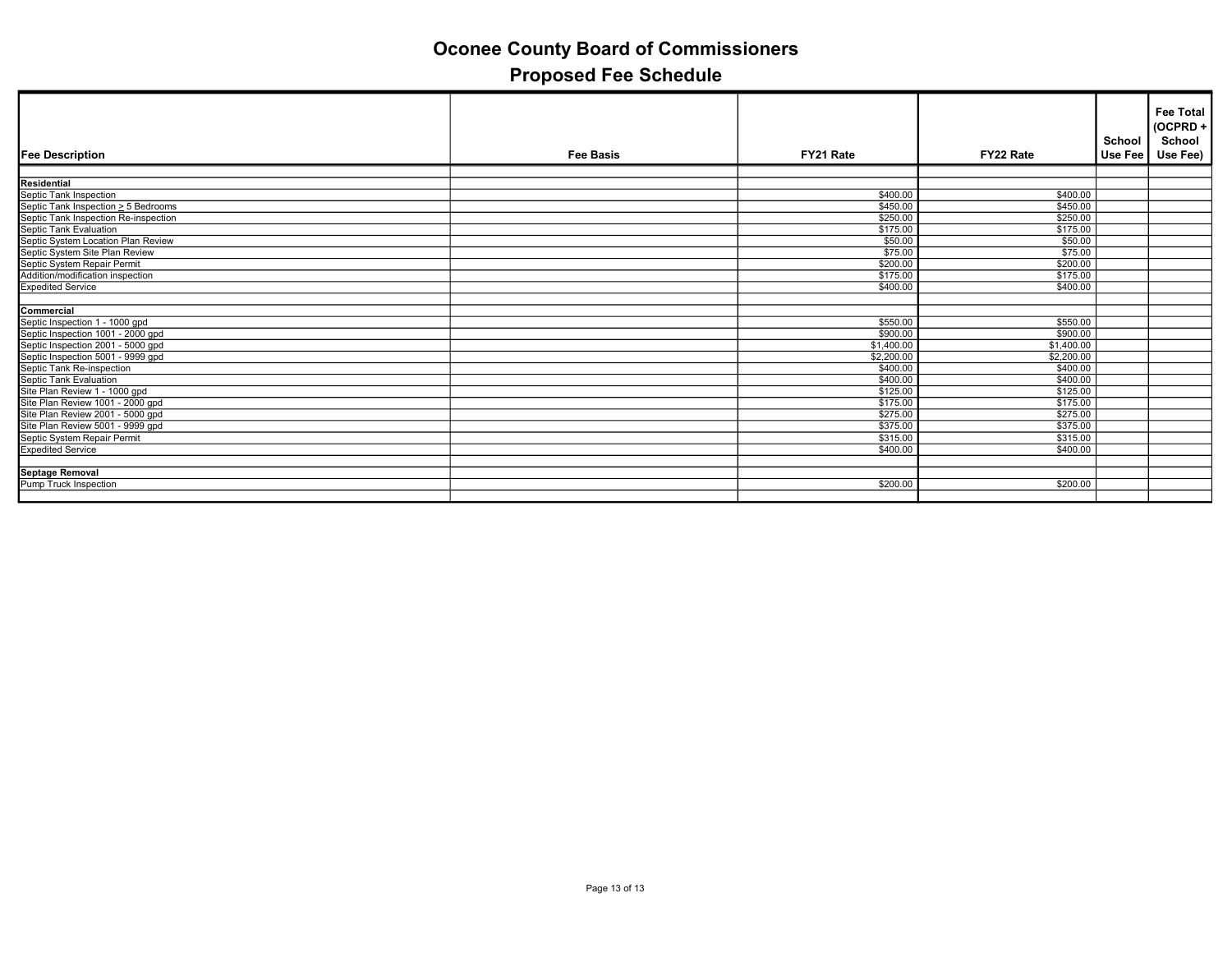# Oconee County Board of Commissioners

## Proposed Fee Schedule

| Fee Description | Fee Basis | FY21 Rate | FY22 Rate | School Use Fee | Fee Total (OCPRD + School Use Fee) |
|---|---|---|---|---|---|
| | | | | | |
| **Residential** | | | | | |
| Septic Tank Inspection | | $400.00 | $400.00 | | |
| Septic Tank Inspection ≥ 5 Bedrooms | | $450.00 | $450.00 | | |
| Septic Tank Inspection Re-inspection | | $250.00 | $250.00 | | |
| Septic Tank Evaluation | | $175.00 | $175.00 | | |
| Septic System Location Plan Review | | $50.00 | $50.00 | | |
| Septic System Site Plan Review | | $75.00 | $75.00 | | |
| Septic System Repair Permit | | $200.00 | $200.00 | | |
| Addition/modification inspection | | $175.00 | $175.00 | | |
| Expedited Service | | $400.00 | $400.00 | | |
| | | | | | |
| **Commercial** | | | | | |
| Septic Inspection 1 - 1000 gpd | | $550.00 | $550.00 | | |
| Septic Inspection 1001 - 2000 gpd | | $900.00 | $900.00 | | |
| Septic Inspection 2001 - 5000 gpd | | $1,400.00 | $1,400.00 | | |
| Septic Inspection 5001 - 9999 gpd | | $2,200.00 | $2,200.00 | | |
| Septic Tank Re-inspection | | $400.00 | $400.00 | | |
| Septic Tank Evaluation | | $400.00 | $400.00 | | |
| Site Plan Review 1 - 1000 gpd | | $125.00 | $125.00 | | |
| Site Plan Review 1001 - 2000 gpd | | $175.00 | $175.00 | | |
| Site Plan Review 2001 - 5000 gpd | | $275.00 | $275.00 | | |
| Site Plan Review 5001 - 9999 gpd | | $375.00 | $375.00 | | |
| Septic System Repair Permit | | $315.00 | $315.00 | | |
| Expedited Service | | $400.00 | $400.00 | | |
| | | | | | |
| **Septage Removal** | | | | | |
| Pump Truck Inspection | | $200.00 | $200.00 | | |
| | | | | | |